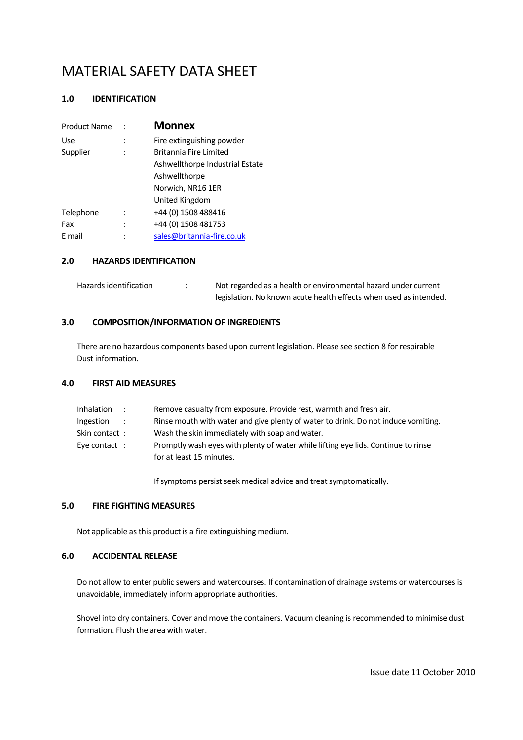# MATERIAL SAFETY DATA SHEET

## 1.0 IDENTIFICATION

| | | |
|---|---|---|
| Product Name | : | **Monnex** |
| Use | : | Fire extinguishing powder |
| Supplier | : | Britannia Fire Limited<br>Ashwellthorpe Industrial Estate<br>Ashwellthorpe<br>Norwich, NR16 1ER<br>United Kingdom |
| Telephone | : | +44 (0) 1508 488416 |
| Fax | : | +44 (0) 1508 481753 |
| E mail | : | sales@britannia-fire.co.uk |

## 2.0 HAZARDS IDENTIFICATION

Hazards identification : Not regarded as a health or environmental hazard under current legislation. No known acute health effects when used as intended.

## 3.0 COMPOSITION/INFORMATION OF INGREDIENTS

There are no hazardous components based upon current legislation. Please see section 8 for respirable Dust information.

## 4.0 FIRST AID MEASURES

| | |
|---|---|
| Inhalation : | Remove casualty from exposure. Provide rest, warmth and fresh air. |
| Ingestion : | Rinse mouth with water and give plenty of water to drink. Do not induce vomiting. |
| Skin contact : | Wash the skin immediately with soap and water. |
| Eye contact : | Promptly wash eyes with plenty of water while lifting eye lids. Continue to rinse for at least 15 minutes. |

If symptoms persist seek medical advice and treat symptomatically.

## 5.0 FIRE FIGHTING MEASURES

Not applicable as this product is a fire extinguishing medium.

## 6.0 ACCIDENTAL RELEASE

Do not allow to enter public sewers and watercourses. If contamination of drainage systems or watercourses is unavoidable, immediately inform appropriate authorities.

Shovel into dry containers. Cover and move the containers. Vacuum cleaning is recommended to minimise dust formation. Flush the area with water.

Issue date 11 October 2010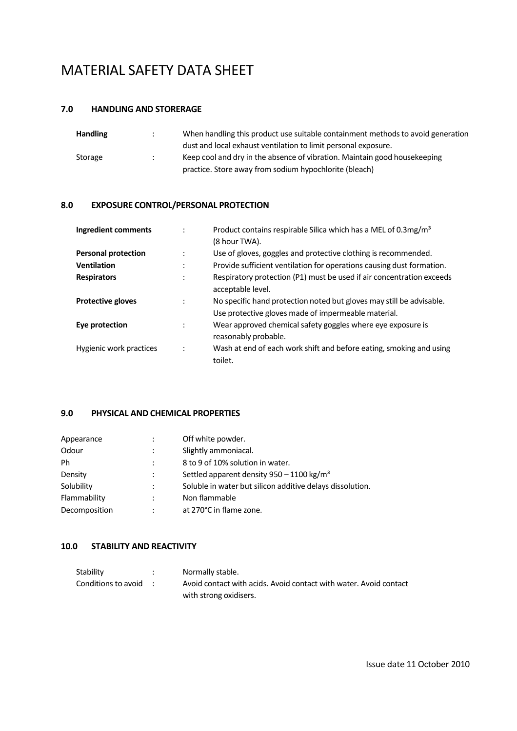# MATERIAL SAFETY DATA SHEET

## 7.0 HANDLING AND STORERAGE

| | | |
|---|---|---|
| **Handling** | : | When handling this product use suitable containment methods to avoid generation dust and local exhaust ventilation to limit personal exposure. |
| Storage | : | Keep cool and dry in the absence of vibration. Maintain good housekeeping practice. Store away from sodium hypochlorite (bleach) |

## 8.0 EXPOSURE CONTROL/PERSONAL PROTECTION

| | | |
|---|---|---|
| **Ingredient comments** | : | Product contains respirable Silica which has a MEL of 0.3mg/m³ (8 hour TWA). |
| **Personal protection** | : | Use of gloves, goggles and protective clothing is recommended. |
| **Ventilation** | : | Provide sufficient ventilation for operations causing dust formation. |
| **Respirators** | : | Respiratory protection (P1) must be used if air concentration exceeds acceptable level. |
| **Protective gloves** | : | No specific hand protection noted but gloves may still be advisable. Use protective gloves made of impermeable material. |
| **Eye protection** | : | Wear approved chemical safety goggles where eye exposure is reasonably probable. |
| Hygienic work practices | : | Wash at end of each work shift and before eating, smoking and using toilet. |

## 9.0 PHYSICAL AND CHEMICAL PROPERTIES

| | | |
|---|---|---|
| Appearance | : | Off white powder. |
| Odour | : | Slightly ammoniacal. |
| Ph | : | 8 to 9 of 10% solution in water. |
| Density | : | Settled apparent density 950 – 1100 kg/m³ |
| Solubility | : | Soluble in water but silicon additive delays dissolution. |
| Flammability | : | Non flammable |
| Decomposition | : | at 270°C in flame zone. |

## 10.0 STABILITY AND REACTIVITY

| | | |
|---|---|---|
| Stability | : | Normally stable. |
| Conditions to avoid | : | Avoid contact with acids. Avoid contact with water. Avoid contact with strong oxidisers. |

Issue date 11 October 2010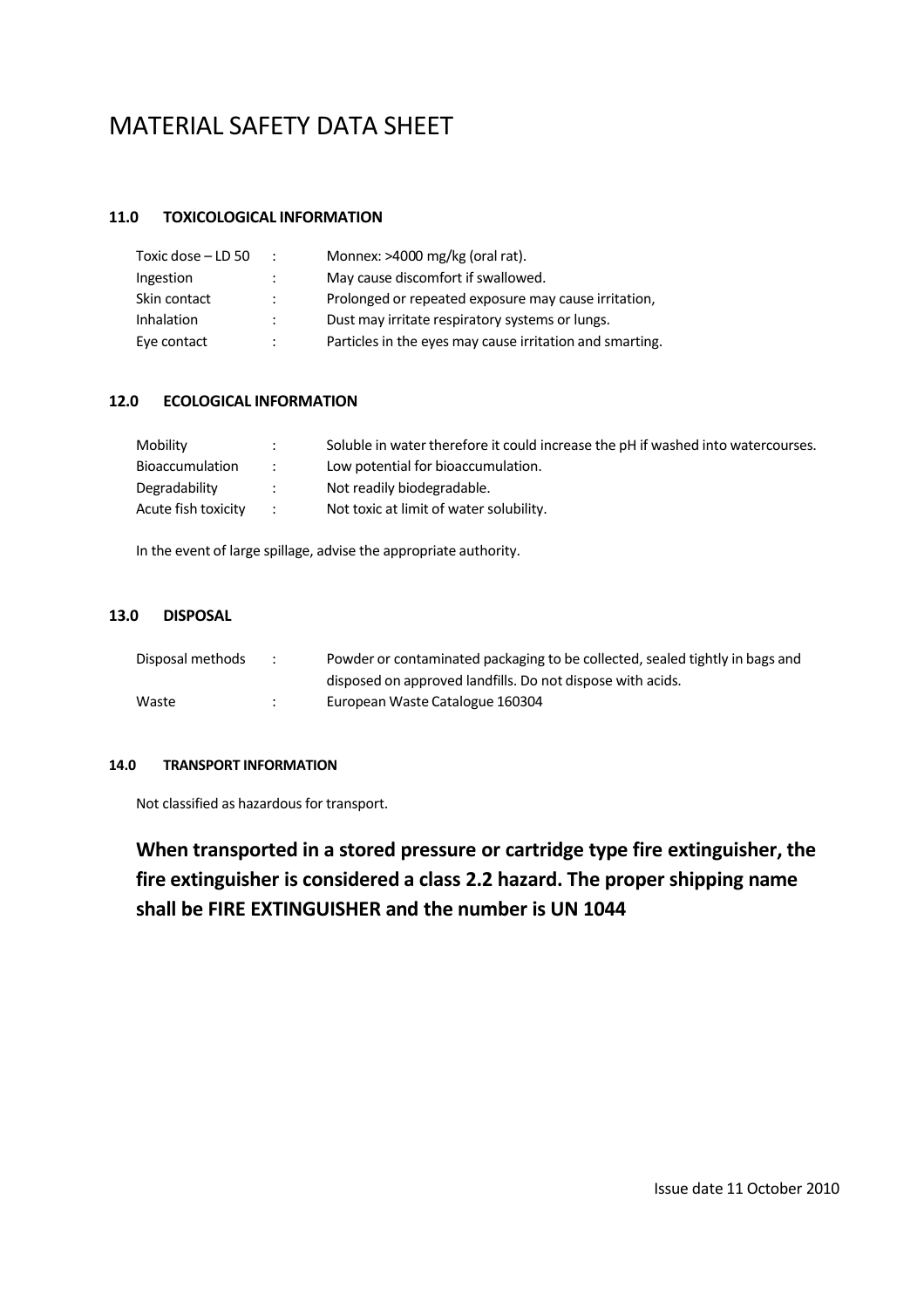# MATERIAL SAFETY DATA SHEET

### 11.0 TOXICOLOGICAL INFORMATION

| | | |
|---|---|---|
| Toxic dose – LD 50 | : | Monnex: >4000 mg/kg (oral rat). |
| Ingestion | : | May cause discomfort if swallowed. |
| Skin contact | : | Prolonged or repeated exposure may cause irritation, |
| Inhalation | : | Dust may irritate respiratory systems or lungs. |
| Eye contact | : | Particles in the eyes may cause irritation and smarting. |

### 12.0 ECOLOGICAL INFORMATION

| | | |
|---|---|---|
| Mobility | : | Soluble in water therefore it could increase the pH if washed into watercourses. |
| Bioaccumulation | : | Low potential for bioaccumulation. |
| Degradability | : | Not readily biodegradable. |
| Acute fish toxicity | : | Not toxic at limit of water solubility. |

In the event of large spillage, advise the appropriate authority.

### 13.0 DISPOSAL

| | | |
|---|---|---|
| Disposal methods | : | Powder or contaminated packaging to be collected, sealed tightly in bags and disposed on approved landfills. Do not dispose with acids. |
| Waste | : | European Waste Catalogue 160304 |

### 14.0 TRANSPORT INFORMATION

Not classified as hazardous for transport.

**When transported in a stored pressure or cartridge type fire extinguisher, the fire extinguisher is considered a class 2.2 hazard. The proper shipping name shall be FIRE EXTINGUISHER and the number is UN 1044**

Issue date 11 October 2010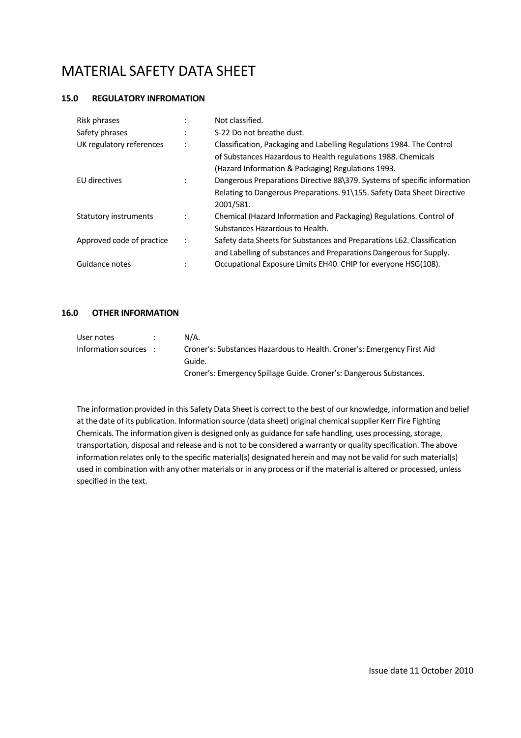# MATERIAL SAFETY DATA SHEET

## 15.0 REGULATORY INFROMATION

| | | |
|---|---|---|
| Risk phrases | : | Not classified. |
| Safety phrases | : | S-22 Do not breathe dust. |
| UK regulatory references | : | Classification, Packaging and Labelling Regulations 1984. The Control of Substances Hazardous to Health regulations 1988. Chemicals (Hazard Information & Packaging) Regulations 1993. |
| EU directives | : | Dangerous Preparations Directive 88\379. Systems of specific information Relating to Dangerous Preparations. 91\155. Safety Data Sheet Directive 2001/581. |
| Statutory instruments | : | Chemical (Hazard Information and Packaging) Regulations. Control of Substances Hazardous to Health. |
| Approved code of practice | : | Safety data Sheets for Substances and Preparations L62. Classification and Labelling of substances and Preparations Dangerous for Supply. |
| Guidance notes | : | Occupational Exposure Limits EH40. CHIP for everyone HSG(108). |

## 16.0 OTHER INFORMATION

| | | |
|---|---|---|
| User notes | : | N/A. |
| Information sources | : | Croner's: Substances Hazardous to Health. Croner's: Emergency First Aid Guide.<br>Croner's: Emergency Spillage Guide. Croner's: Dangerous Substances. |

The information provided in this Safety Data Sheet is correct to the best of our knowledge, information and belief at the date of its publication. Information source (data sheet) original chemical supplier Kerr Fire Fighting Chemicals. The information given is designed only as guidance for safe handling, uses processing, storage, transportation, disposal and release and is not to be considered a warranty or quality specification. The above information relates only to the specific material(s) designated herein and may not be valid for such material(s) used in combination with any other materials or in any process or if the material is altered or processed, unless specified in the text.

Issue date 11 October 2010